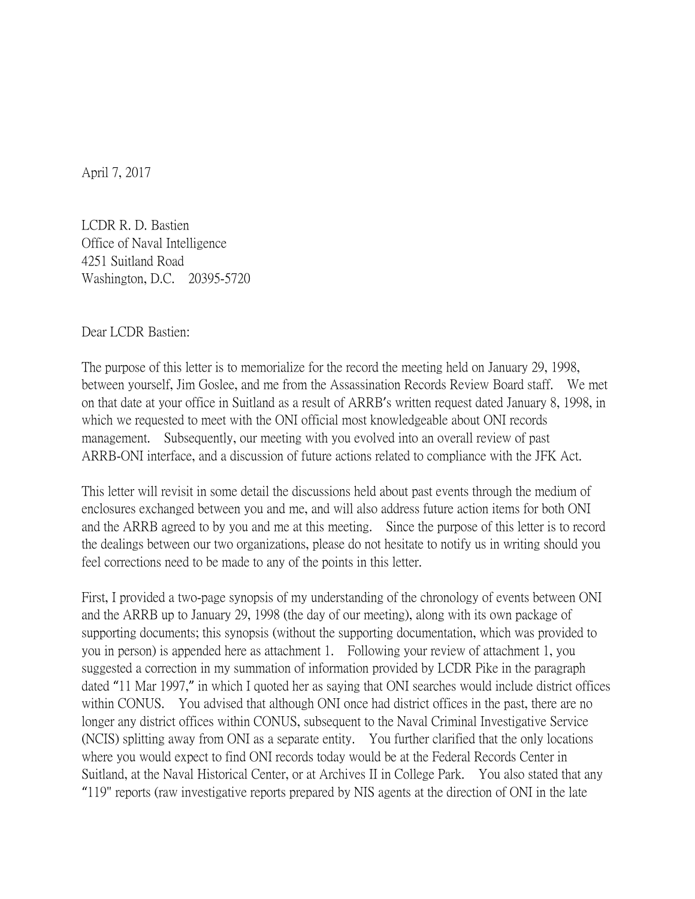April 7, 2017

LCDR R. D. Bastien
Office of Naval Intelligence
4251 Suitland Road
Washington, D.C. 20395-5720

Dear LCDR Bastien:

The purpose of this letter is to memorialize for the record the meeting held on January 29, 1998, between yourself, Jim Goslee, and me from the Assassination Records Review Board staff. We met on that date at your office in Suitland as a result of ARRB's written request dated January 8, 1998, in which we requested to meet with the ONI official most knowledgeable about ONI records management. Subsequently, our meeting with you evolved into an overall review of past ARRB-ONI interface, and a discussion of future actions related to compliance with the JFK Act.

This letter will revisit in some detail the discussions held about past events through the medium of enclosures exchanged between you and me, and will also address future action items for both ONI and the ARRB agreed to by you and me at this meeting. Since the purpose of this letter is to record the dealings between our two organizations, please do not hesitate to notify us in writing should you feel corrections need to be made to any of the points in this letter.

First, I provided a two-page synopsis of my understanding of the chronology of events between ONI and the ARRB up to January 29, 1998 (the day of our meeting), along with its own package of supporting documents; this synopsis (without the supporting documentation, which was provided to you in person) is appended here as attachment 1. Following your review of attachment 1, you suggested a correction in my summation of information provided by LCDR Pike in the paragraph dated "11 Mar 1997," in which I quoted her as saying that ONI searches would include district offices within CONUS. You advised that although ONI once had district offices in the past, there are no longer any district offices within CONUS, subsequent to the Naval Criminal Investigative Service (NCIS) splitting away from ONI as a separate entity. You further clarified that the only locations where you would expect to find ONI records today would be at the Federal Records Center in Suitland, at the Naval Historical Center, or at Archives II in College Park. You also stated that any "119" reports (raw investigative reports prepared by NIS agents at the direction of ONI in the late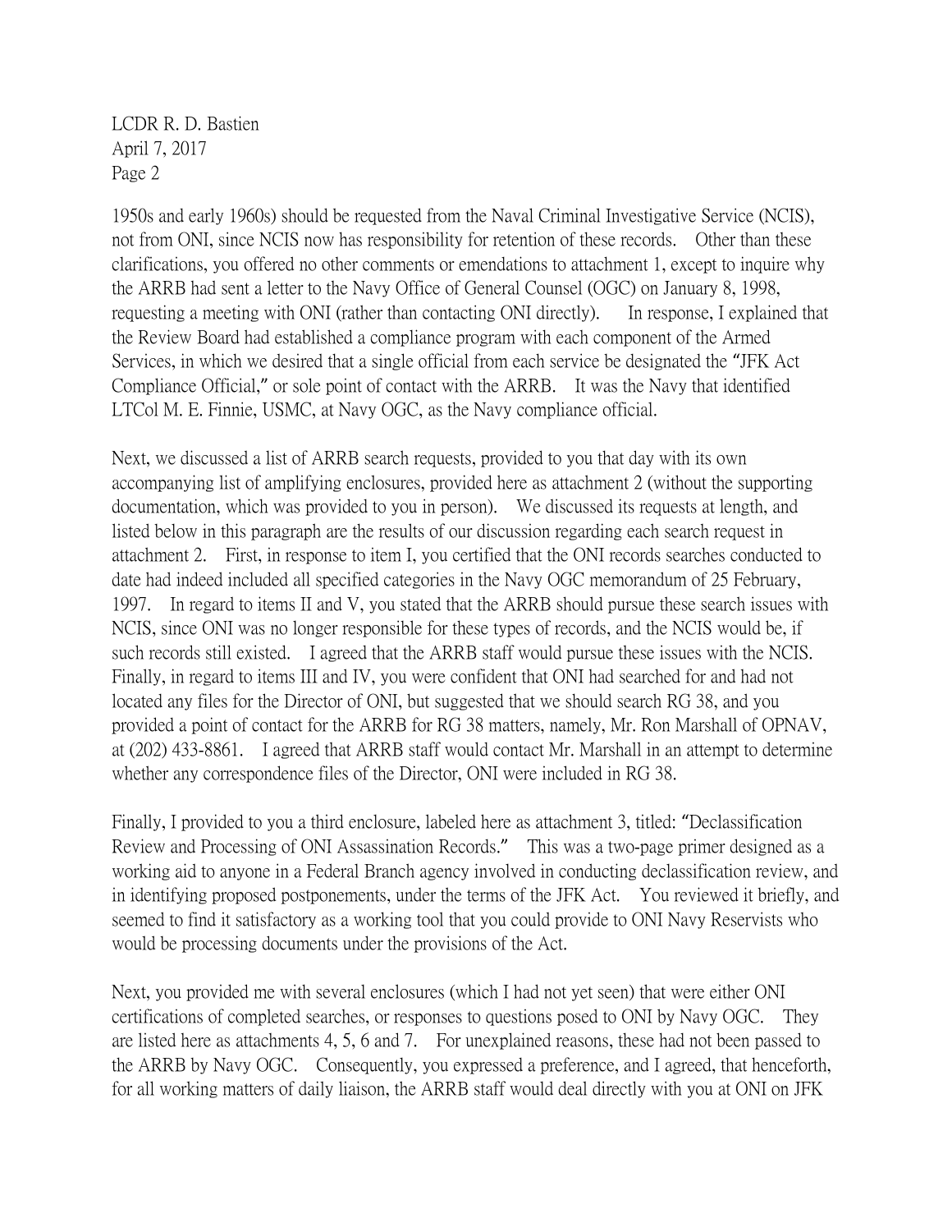1950s and early 1960s) should be requested from the Naval Criminal Investigative Service (NCIS), not from ONI, since NCIS now has responsibility for retention of these records. Other than these clarifications, you offered no other comments or emendations to attachment 1, except to inquire why the ARRB had sent a letter to the Navy Office of General Counsel (OGC) on January 8, 1998, requesting a meeting with ONI (rather than contacting ONI directly). In response, I explained that the Review Board had established a compliance program with each component of the Armed Services, in which we desired that a single official from each service be designated the "JFK Act Compliance Official," or sole point of contact with the ARRB. It was the Navy that identified LTCol M. E. Finnie, USMC, at Navy OGC, as the Navy compliance official.

Next, we discussed a list of ARRB search requests, provided to you that day with its own accompanying list of amplifying enclosures, provided here as attachment 2 (without the supporting documentation, which was provided to you in person). We discussed its requests at length, and listed below in this paragraph are the results of our discussion regarding each search request in attachment 2. First, in response to item I, you certified that the ONI records searches conducted to date had indeed included all specified categories in the Navy OGC memorandum of 25 February, 1997. In regard to items II and V, you stated that the ARRB should pursue these search issues with NCIS, since ONI was no longer responsible for these types of records, and the NCIS would be, if such records still existed. I agreed that the ARRB staff would pursue these issues with the NCIS. Finally, in regard to items III and IV, you were confident that ONI had searched for and had not located any files for the Director of ONI, but suggested that we should search RG 38, and you provided a point of contact for the ARRB for RG 38 matters, namely, Mr. Ron Marshall of OPNAV, at (202) 433-8861. I agreed that ARRB staff would contact Mr. Marshall in an attempt to determine whether any correspondence files of the Director, ONI were included in RG 38.

Finally, I provided to you a third enclosure, labeled here as attachment 3, titled: "Declassification Review and Processing of ONI Assassination Records." This was a two-page primer designed as a working aid to anyone in a Federal Branch agency involved in conducting declassification review, and in identifying proposed postponements, under the terms of the JFK Act. You reviewed it briefly, and seemed to find it satisfactory as a working tool that you could provide to ONI Navy Reservists who would be processing documents under the provisions of the Act.

Next, you provided me with several enclosures (which I had not yet seen) that were either ONI certifications of completed searches, or responses to questions posed to ONI by Navy OGC. They are listed here as attachments 4, 5, 6 and 7. For unexplained reasons, these had not been passed to the ARRB by Navy OGC. Consequently, you expressed a preference, and I agreed, that henceforth, for all working matters of daily liaison, the ARRB staff would deal directly with you at ONI on JFK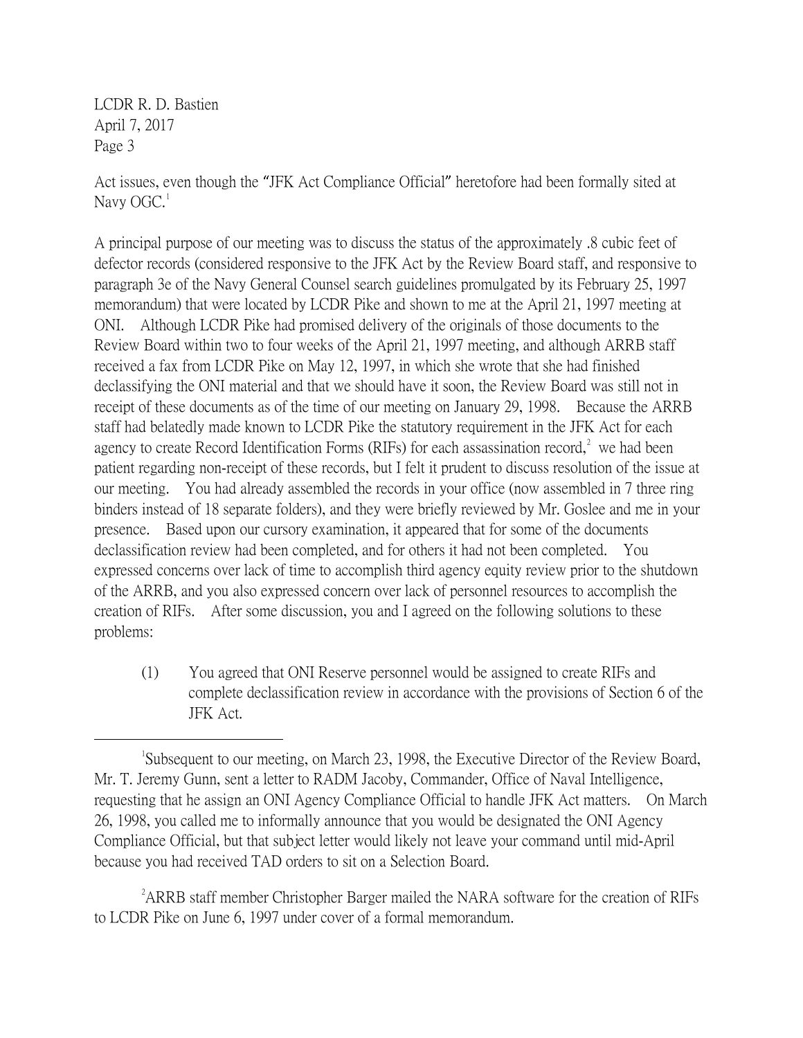Act issues, even though the "JFK Act Compliance Official" heretofore had been formally sited at Navy OGC.[1]

A principal purpose of our meeting was to discuss the status of the approximately .8 cubic feet of defector records (considered responsive to the JFK Act by the Review Board staff, and responsive to paragraph 3e of the Navy General Counsel search guidelines promulgated by its February 25, 1997 memorandum) that were located by LCDR Pike and shown to me at the April 21, 1997 meeting at ONI. Although LCDR Pike had promised delivery of the originals of those documents to the Review Board within two to four weeks of the April 21, 1997 meeting, and although ARRB staff received a fax from LCDR Pike on May 12, 1997, in which she wrote that she had finished declassifying the ONI material and that we should have it soon, the Review Board was still not in receipt of these documents as of the time of our meeting on January 29, 1998. Because the ARRB staff had belatedly made known to LCDR Pike the statutory requirement in the JFK Act for each agency to create Record Identification Forms (RIFs) for each assassination record,[2] we had been patient regarding non-receipt of these records, but I felt it prudent to discuss resolution of the issue at our meeting. You had already assembled the records in your office (now assembled in 7 three ring binders instead of 18 separate folders), and they were briefly reviewed by Mr. Goslee and me in your presence. Based upon our cursory examination, it appeared that for some of the documents declassification review had been completed, and for others it had not been completed. You expressed concerns over lack of time to accomplish third agency equity review prior to the shutdown of the ARRB, and you also expressed concern over lack of personnel resources to accomplish the creation of RIFs. After some discussion, you and I agreed on the following solutions to these problems:

(1) You agreed that ONI Reserve personnel would be assigned to create RIFs and complete declassification review in accordance with the provisions of Section 6 of the JFK Act.

---

[1] Subsequent to our meeting, on March 23, 1998, the Executive Director of the Review Board, Mr. T. Jeremy Gunn, sent a letter to RADM Jacoby, Commander, Office of Naval Intelligence, requesting that he assign an ONI Agency Compliance Official to handle JFK Act matters. On March 26, 1998, you called me to informally announce that you would be designated the ONI Agency Compliance Official, but that subject letter would likely not leave your command until mid-April because you had received TAD orders to sit on a Selection Board.

[2] ARRB staff member Christopher Barger mailed the NARA software for the creation of RIFs to LCDR Pike on June 6, 1997 under cover of a formal memorandum.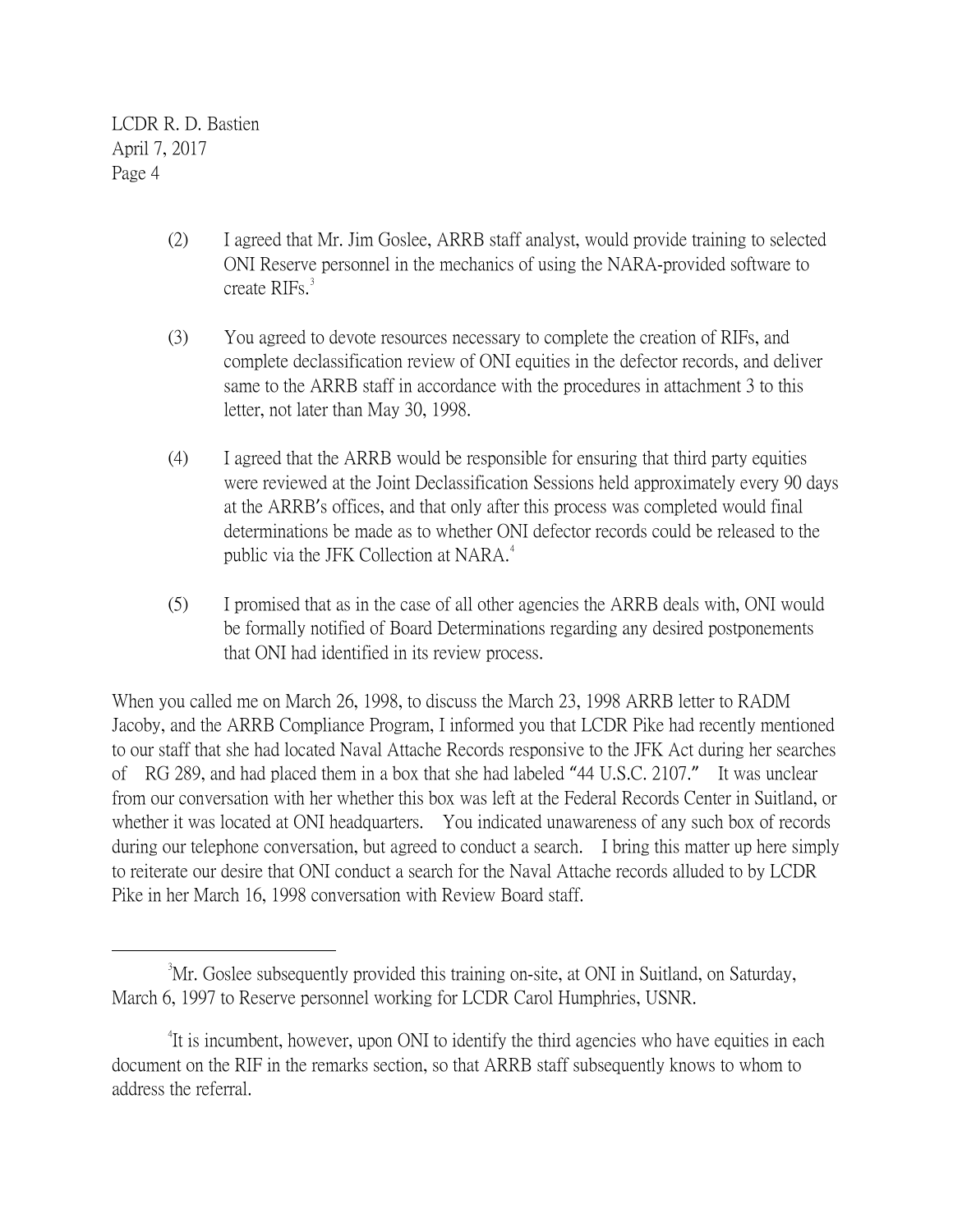(2) I agreed that Mr. Jim Goslee, ARRB staff analyst, would provide training to selected ONI Reserve personnel in the mechanics of using the NARA-provided software to create RIFs.[3]

(3) You agreed to devote resources necessary to complete the creation of RIFs, and complete declassification review of ONI equities in the defector records, and deliver same to the ARRB staff in accordance with the procedures in attachment 3 to this letter, not later than May 30, 1998.

(4) I agreed that the ARRB would be responsible for ensuring that third party equities were reviewed at the Joint Declassification Sessions held approximately every 90 days at the ARRB's offices, and that only after this process was completed would final determinations be made as to whether ONI defector records could be released to the public via the JFK Collection at NARA.[4]

(5) I promised that as in the case of all other agencies the ARRB deals with, ONI would be formally notified of Board Determinations regarding any desired postponements that ONI had identified in its review process.

When you called me on March 26, 1998, to discuss the March 23, 1998 ARRB letter to RADM Jacoby, and the ARRB Compliance Program, I informed you that LCDR Pike had recently mentioned to our staff that she had located Naval Attache Records responsive to the JFK Act during her searches of RG 289, and had placed them in a box that she had labeled "44 U.S.C. 2107." It was unclear from our conversation with her whether this box was left at the Federal Records Center in Suitland, or whether it was located at ONI headquarters. You indicated unawareness of any such box of records during our telephone conversation, but agreed to conduct a search. I bring this matter up here simply to reiterate our desire that ONI conduct a search for the Naval Attache records alluded to by LCDR Pike in her March 16, 1998 conversation with Review Board staff.

---

[3] Mr. Goslee subsequently provided this training on-site, at ONI in Suitland, on Saturday, March 6, 1997 to Reserve personnel working for LCDR Carol Humphries, USNR.

[4] It is incumbent, however, upon ONI to identify the third agencies who have equities in each document on the RIF in the remarks section, so that ARRB staff subsequently knows to whom to address the referral.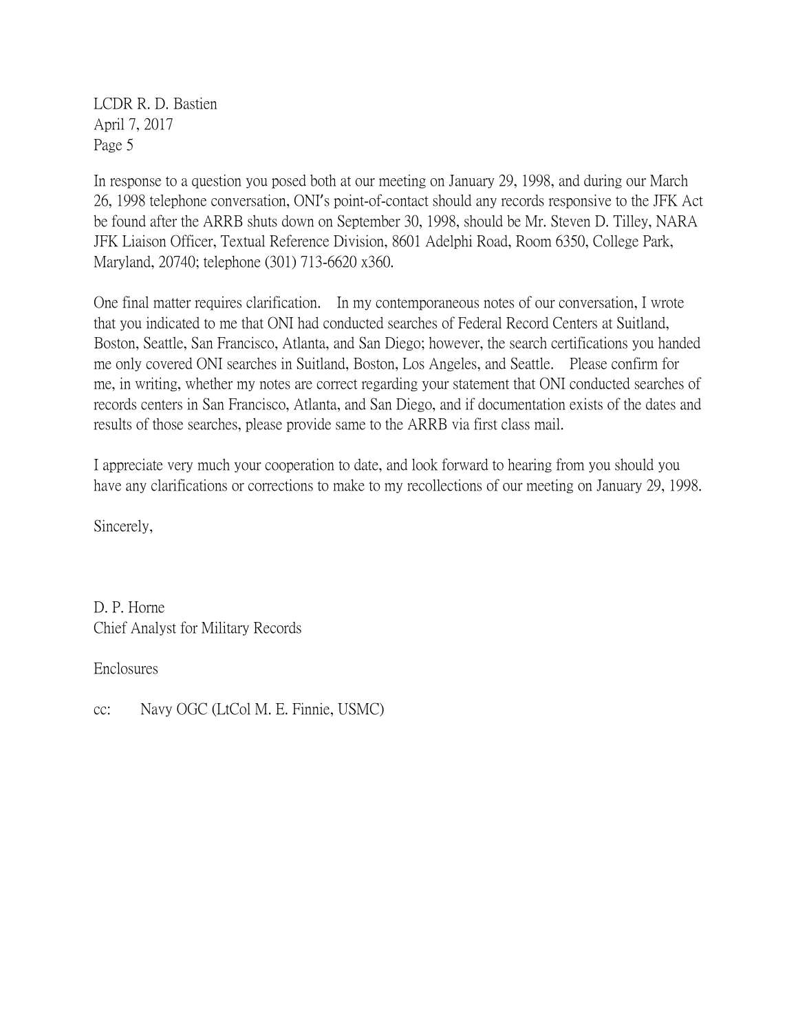In response to a question you posed both at our meeting on January 29, 1998, and during our March 26, 1998 telephone conversation, ONI's point-of-contact should any records responsive to the JFK Act be found after the ARRB shuts down on September 30, 1998, should be Mr. Steven D. Tilley, NARA JFK Liaison Officer, Textual Reference Division, 8601 Adelphi Road, Room 6350, College Park, Maryland, 20740; telephone (301) 713-6620 x360.

One final matter requires clarification. In my contemporaneous notes of our conversation, I wrote that you indicated to me that ONI had conducted searches of Federal Record Centers at Suitland, Boston, Seattle, San Francisco, Atlanta, and San Diego; however, the search certifications you handed me only covered ONI searches in Suitland, Boston, Los Angeles, and Seattle. Please confirm for me, in writing, whether my notes are correct regarding your statement that ONI conducted searches of records centers in San Francisco, Atlanta, and San Diego, and if documentation exists of the dates and results of those searches, please provide same to the ARRB via first class mail.

I appreciate very much your cooperation to date, and look forward to hearing from you should you have any clarifications or corrections to make to my recollections of our meeting on January 29, 1998.

Sincerely,

D. P. Horne
Chief Analyst for Military Records

Enclosures

cc: Navy OGC (LtCol M. E. Finnie, USMC)